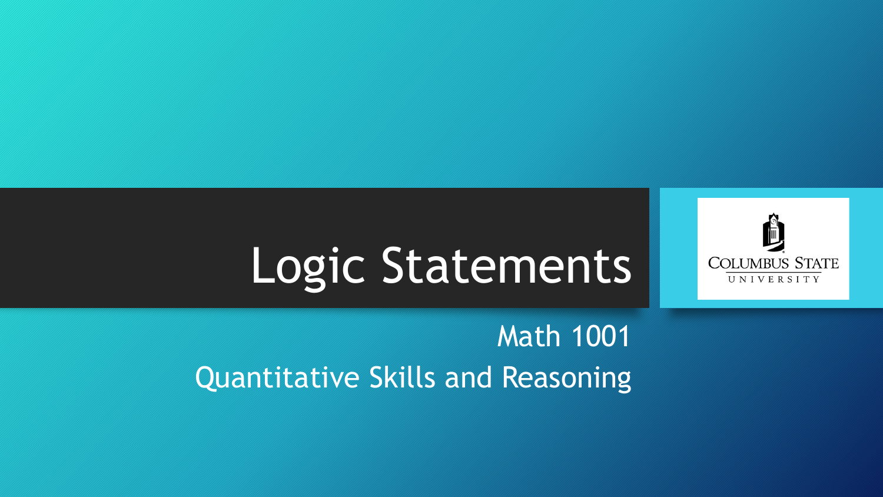# Logic Statements

Math 1001

Quantitative Skills and Reasoning

COLUMBUS STATE UNIVERSITY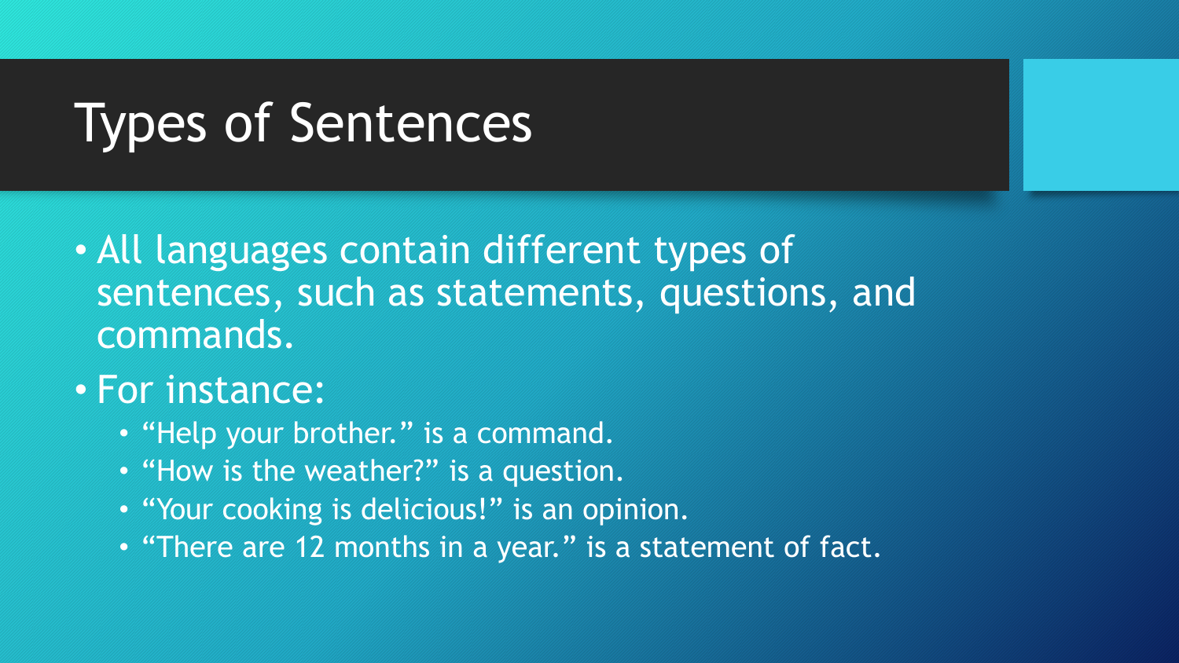# Types of Sentences

- All languages contain different types of sentences, such as statements, questions, and commands.
- For instance:
  - “Help your brother.” is a command.
  - “How is the weather?” is a question.
  - “Your cooking is delicious!” is an opinion.
  - “There are 12 months in a year.” is a statement of fact.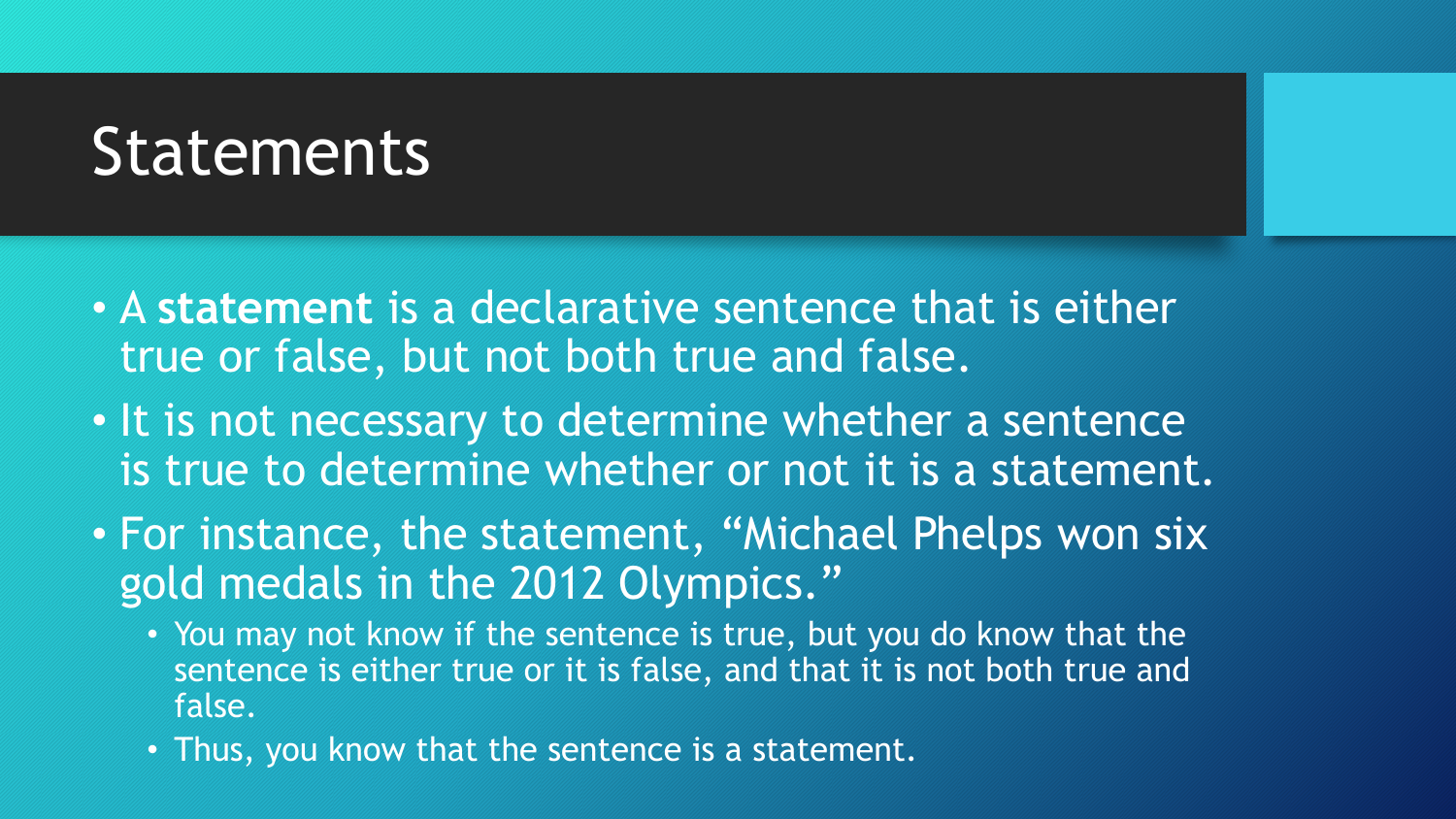# Statements

- A **statement** is a declarative sentence that is either true or false, but not both true and false.
- It is not necessary to determine whether a sentence is true to determine whether or not it is a statement.
- For instance, the statement, "Michael Phelps won six gold medals in the 2012 Olympics."
  - You may not know if the sentence is true, but you do know that the sentence is either true or it is false, and that it is not both true and false.
  - Thus, you know that the sentence is a statement.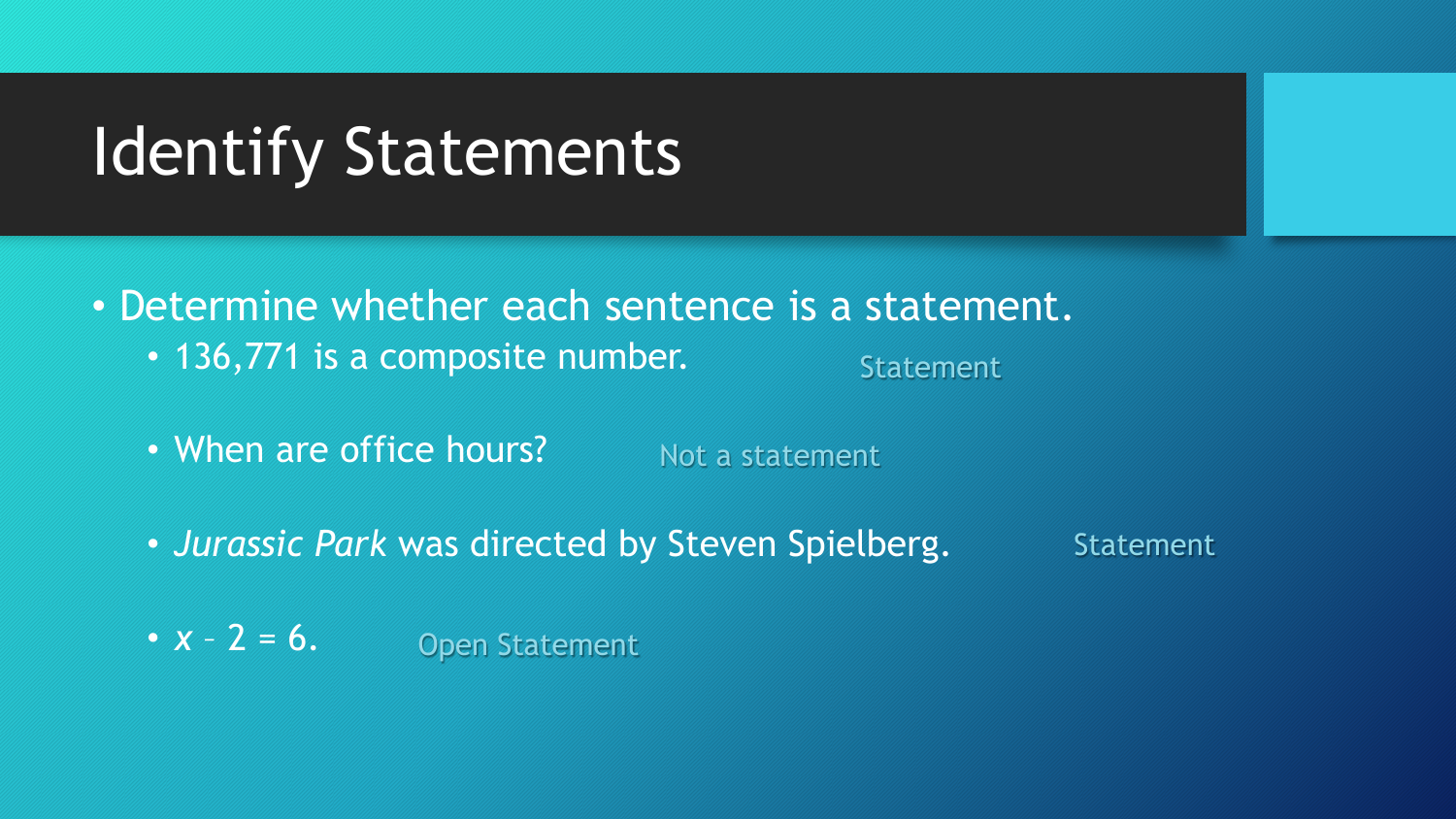# Identify Statements

- Determine whether each sentence is a statement.
  - 136,771 is a composite number. Statement
  - When are office hours? Not a statement
  - *Jurassic Park* was directed by Steven Spielberg. Statement
  - $x - 2 = 6$. Open Statement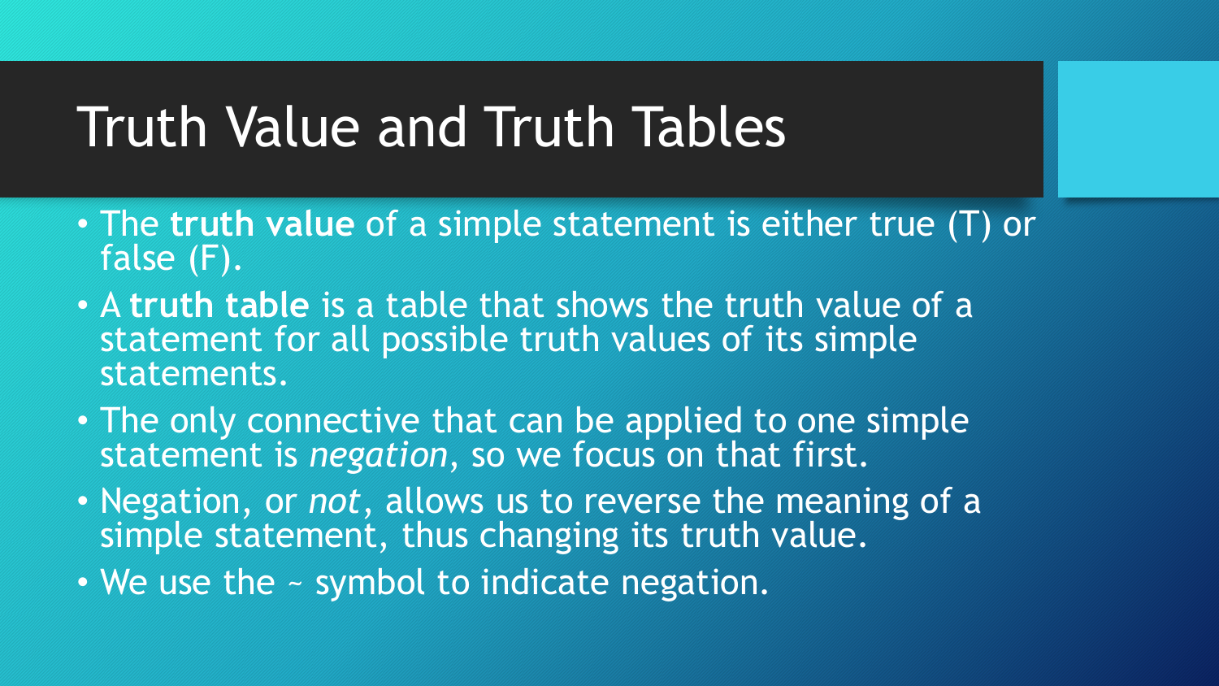# Truth Value and Truth Tables

- The **truth value** of a simple statement is either true (T) or false (F).
- A **truth table** is a table that shows the truth value of a statement for all possible truth values of its simple statements.
- The only connective that can be applied to one simple statement is *negation*, so we focus on that first.
- Negation, or *not*, allows us to reverse the meaning of a simple statement, thus changing its truth value.
- We use the ~ symbol to indicate negation.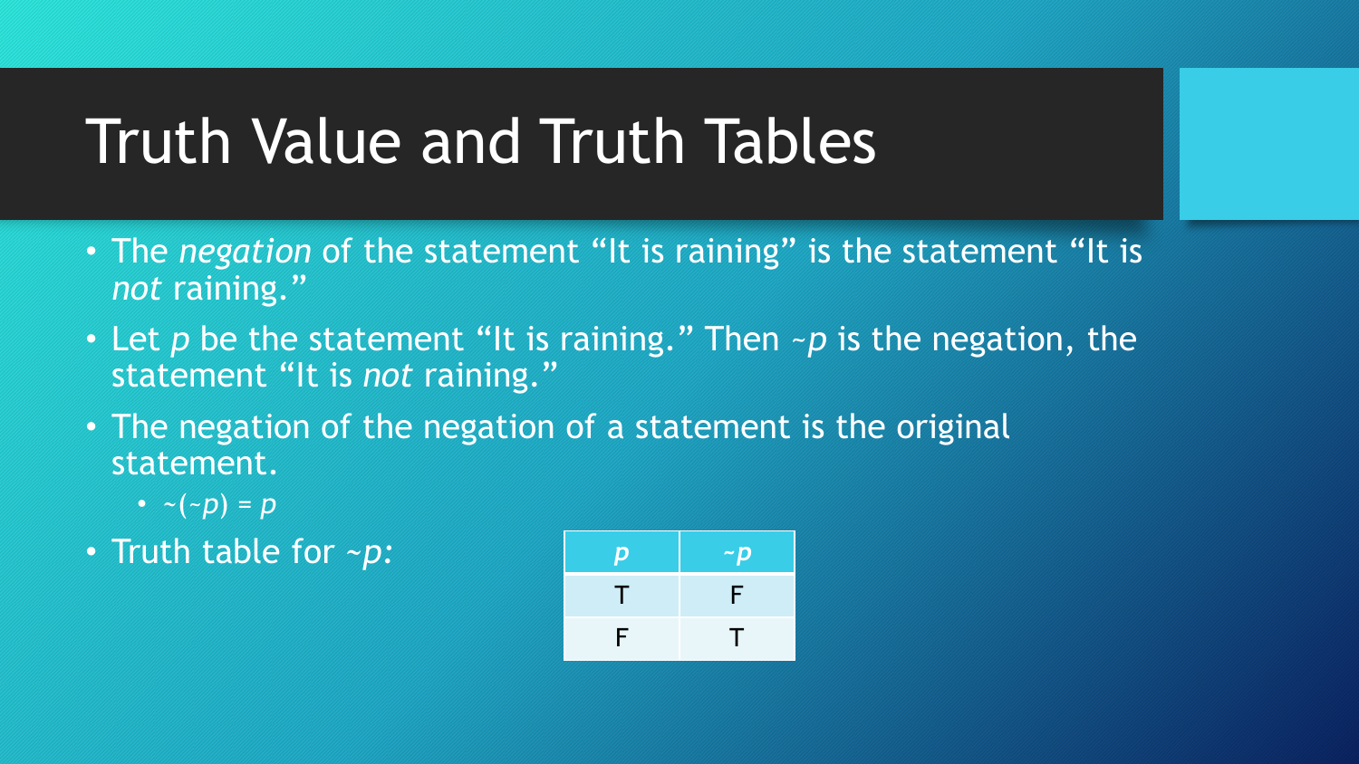# Truth Value and Truth Tables

- The *negation* of the statement "It is raining" is the statement "It is *not* raining."
- Let $p$ be the statement "It is raining." Then $\sim p$ is the negation, the statement "It is *not* raining."
- The negation of the negation of a statement is the original statement.
  - $\sim(\sim p) = p$
- Truth table for $\sim p$:

| $p$ | $\sim p$ |
| --- | --- |
| T | F |
| F | T |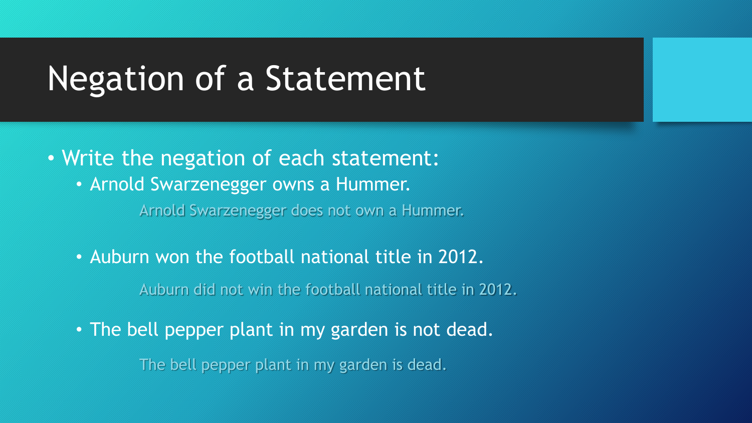# Negation of a Statement

- Write the negation of each statement:
  - Arnold Swarzenegger owns a Hummer.

    Arnold Swarzenegger does not own a Hummer.

  - Auburn won the football national title in 2012.

    Auburn did not win the football national title in 2012.

  - The bell pepper plant in my garden is not dead.

    The bell pepper plant in my garden is dead.